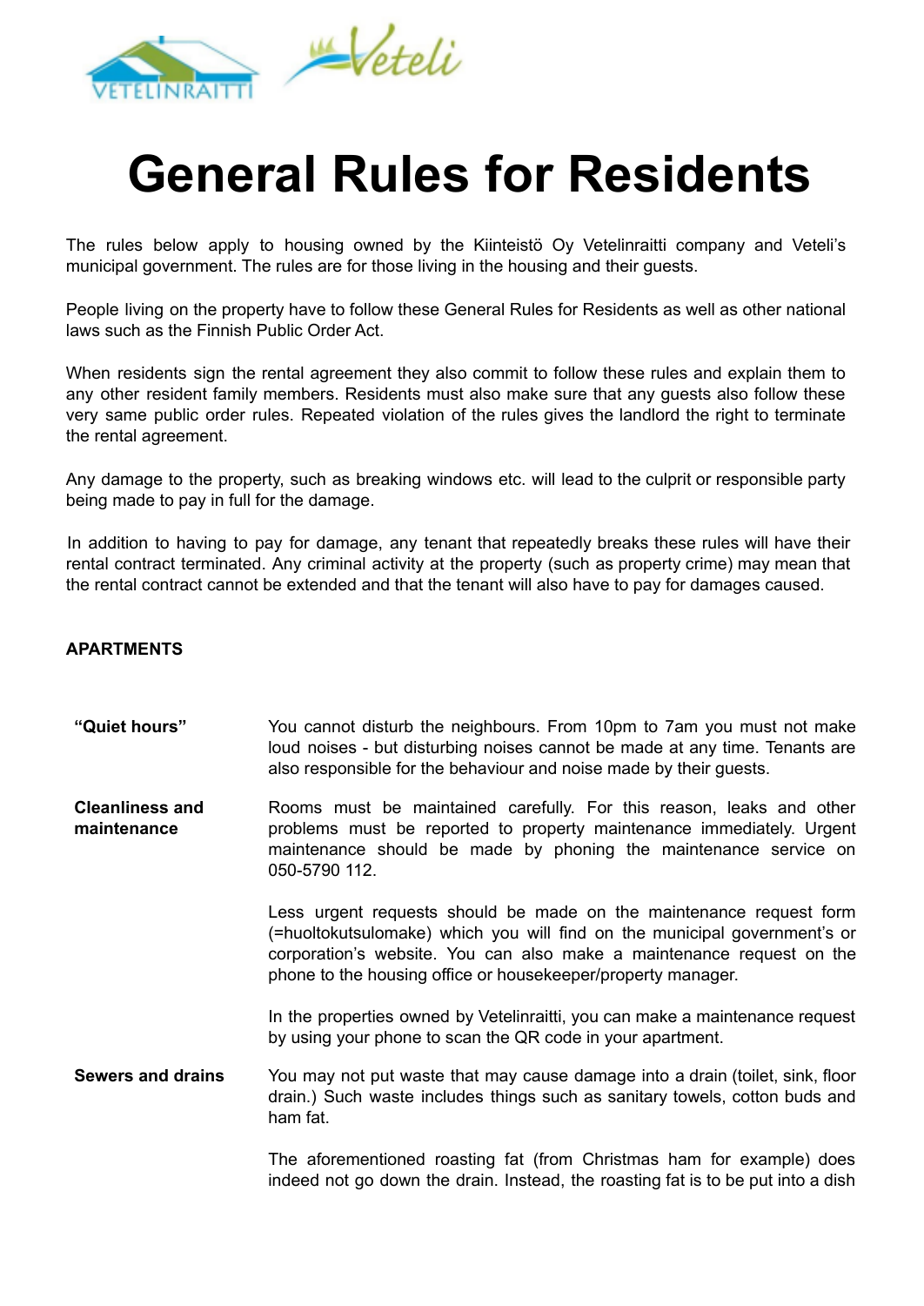# General Rules for Residents

The rules below apply to housing owned by the Kiinteistö Oy Vetelinraitti company and Veteli's municipal government. The rules are for those living in the housing and their guests.

People living on the property have to follow these General Rules for Residents as well as other national laws such as the Finnish Public Order Act.

When residents sign the rental agreement they also commit to follow these rules and explain them to any other resident family members. Residents must also make sure that any guests also follow these very same public order rules. Repeated violation of the rules gives the landlord the right to terminate the rental agreement.

Any damage to the property, such as breaking windows etc. will lead to the culprit or responsible party being made to pay in full for the damage.

In addition to having to pay for damage, any tenant that repeatedly breaks these rules will have their rental contract terminated. Any criminal activity at the property (such as property crime) may mean that the rental contract cannot be extended and that the tenant will also have to pay for damages caused.

## APARTMENTS

**"Quiet hours"**

You cannot disturb the neighbours. From 10pm to 7am you must not make loud noises - but disturbing noises cannot be made at any time. Tenants are also responsible for the behaviour and noise made by their guests.

**Cleanliness and maintenance**

Rooms must be maintained carefully. For this reason, leaks and other problems must be reported to property maintenance immediately. Urgent maintenance should be made by phoning the maintenance service on 050-5790 112.

Less urgent requests should be made on the maintenance request form (=huoltokutsulomake) which you will find on the municipal government's or corporation's website. You can also make a maintenance request on the phone to the housing office or housekeeper/property manager.

In the properties owned by Vetelinraitti, you can make a maintenance request by using your phone to scan the QR code in your apartment.

**Sewers and drains**

You may not put waste that may cause damage into a drain (toilet, sink, floor drain.) Such waste includes things such as sanitary towels, cotton buds and ham fat.

The aforementioned roasting fat (from Christmas ham for example) does indeed not go down the drain. Instead, the roasting fat is to be put into a dish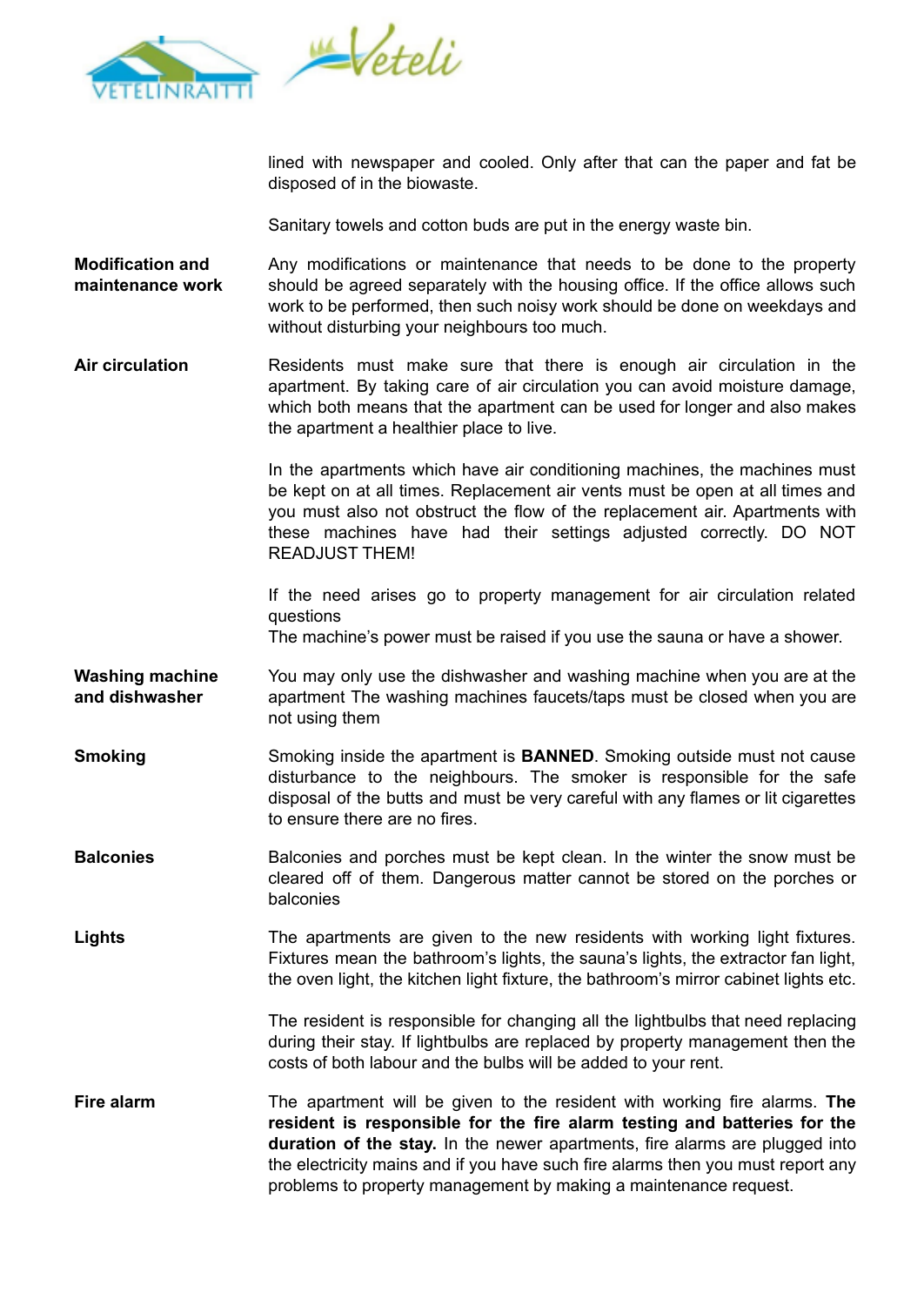lined with newspaper and cooled. Only after that can the paper and fat be disposed of in the biowaste.

Sanitary towels and cotton buds are put in the energy waste bin.

**Modification and maintenance work**

Any modifications or maintenance that needs to be done to the property should be agreed separately with the housing office. If the office allows such work to be performed, then such noisy work should be done on weekdays and without disturbing your neighbours too much.

**Air circulation**

Residents must make sure that there is enough air circulation in the apartment. By taking care of air circulation you can avoid moisture damage, which both means that the apartment can be used for longer and also makes the apartment a healthier place to live.

In the apartments which have air conditioning machines, the machines must be kept on at all times. Replacement air vents must be open at all times and you must also not obstruct the flow of the replacement air. Apartments with these machines have had their settings adjusted correctly. DO NOT READJUST THEM!

If the need arises go to property management for air circulation related questions
The machine's power must be raised if you use the sauna or have a shower.

**Washing machine and dishwasher**

You may only use the dishwasher and washing machine when you are at the apartment The washing machines faucets/taps must be closed when you are not using them

**Smoking**

Smoking inside the apartment is **BANNED**. Smoking outside must not cause disturbance to the neighbours. The smoker is responsible for the safe disposal of the butts and must be very careful with any flames or lit cigarettes to ensure there are no fires.

**Balconies**

Balconies and porches must be kept clean. In the winter the snow must be cleared off of them. Dangerous matter cannot be stored on the porches or balconies

**Lights**

The apartments are given to the new residents with working light fixtures. Fixtures mean the bathroom's lights, the sauna's lights, the extractor fan light, the oven light, the kitchen light fixture, the bathroom's mirror cabinet lights etc.

The resident is responsible for changing all the lightbulbs that need replacing during their stay. If lightbulbs are replaced by property management then the costs of both labour and the bulbs will be added to your rent.

**Fire alarm**

The apartment will be given to the resident with working fire alarms. **The resident is responsible for the fire alarm testing and batteries for the duration of the stay.** In the newer apartments, fire alarms are plugged into the electricity mains and if you have such fire alarms then you must report any problems to property management by making a maintenance request.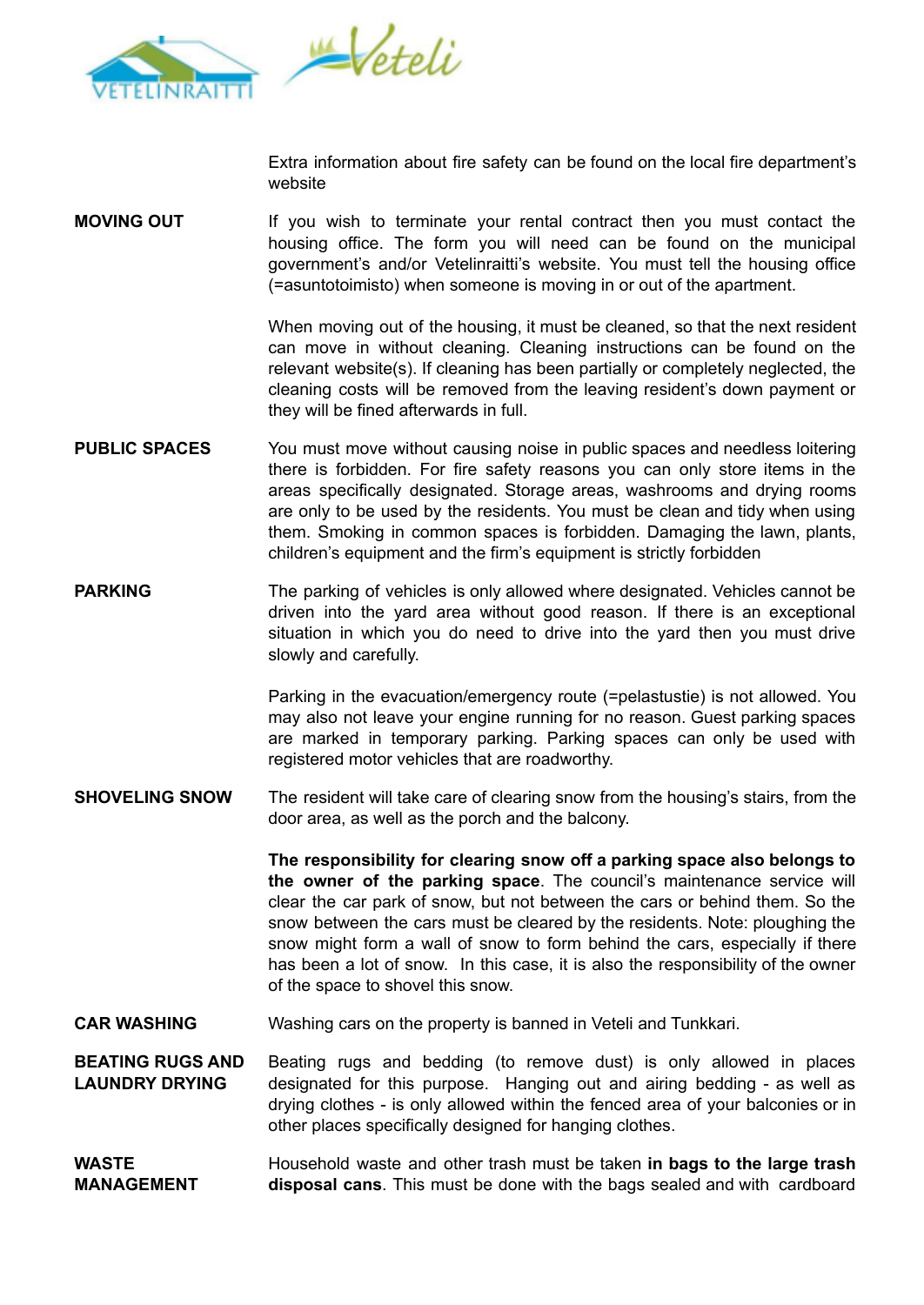Extra information about fire safety can be found on the local fire department's website

**MOVING OUT**

If you wish to terminate your rental contract then you must contact the housing office. The form you will need can be found on the municipal government's and/or Vetelinraitti's website. You must tell the housing office (=asuntotoimisto) when someone is moving in or out of the apartment.

When moving out of the housing, it must be cleaned, so that the next resident can move in without cleaning. Cleaning instructions can be found on the relevant website(s). If cleaning has been partially or completely neglected, the cleaning costs will be removed from the leaving resident's down payment or they will be fined afterwards in full.

**PUBLIC SPACES**

You must move without causing noise in public spaces and needless loitering there is forbidden. For fire safety reasons you can only store items in the areas specifically designated. Storage areas, washrooms and drying rooms are only to be used by the residents. You must be clean and tidy when using them. Smoking in common spaces is forbidden. Damaging the lawn, plants, children's equipment and the firm's equipment is strictly forbidden

**PARKING**

The parking of vehicles is only allowed where designated. Vehicles cannot be driven into the yard area without good reason. If there is an exceptional situation in which you do need to drive into the yard then you must drive slowly and carefully.

Parking in the evacuation/emergency route (=pelastustie) is not allowed. You may also not leave your engine running for no reason. Guest parking spaces are marked in temporary parking. Parking spaces can only be used with registered motor vehicles that are roadworthy.

**SHOVELING SNOW**

The resident will take care of clearing snow from the housing's stairs, from the door area, as well as the porch and the balcony.

**The responsibility for clearing snow off a parking space also belongs to the owner of the parking space**. The council's maintenance service will clear the car park of snow, but not between the cars or behind them. So the snow between the cars must be cleared by the residents. Note: ploughing the snow might form a wall of snow to form behind the cars, especially if there has been a lot of snow. In this case, it is also the responsibility of the owner of the space to shovel this snow.

**CAR WASHING**

Washing cars on the property is banned in Veteli and Tunkkari.

**BEATING RUGS AND LAUNDRY DRYING**

Beating rugs and bedding (to remove dust) is only allowed in places designated for this purpose. Hanging out and airing bedding - as well as drying clothes - is only allowed within the fenced area of your balconies or in other places specifically designed for hanging clothes.

**WASTE MANAGEMENT**

Household waste and other trash must be taken **in bags to the large trash disposal cans**. This must be done with the bags sealed and with cardboard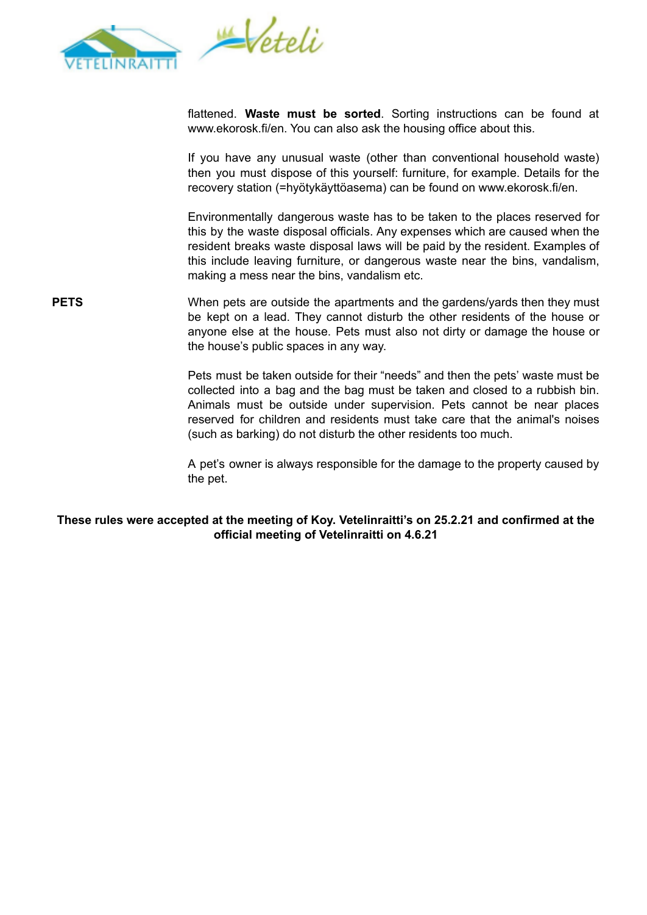flattened. **Waste must be sorted**. Sorting instructions can be found at www.ekorosk.fi/en. You can also ask the housing office about this.

If you have any unusual waste (other than conventional household waste) then you must dispose of this yourself: furniture, for example. Details for the recovery station (=hyötykäyttöasema) can be found on www.ekorosk.fi/en.

Environmentally dangerous waste has to be taken to the places reserved for this by the waste disposal officials. Any expenses which are caused when the resident breaks waste disposal laws will be paid by the resident. Examples of this include leaving furniture, or dangerous waste near the bins, vandalism, making a mess near the bins, vandalism etc.

**PETS**

When pets are outside the apartments and the gardens/yards then they must be kept on a lead. They cannot disturb the other residents of the house or anyone else at the house. Pets must also not dirty or damage the house or the house's public spaces in any way.

Pets must be taken outside for their "needs" and then the pets' waste must be collected into a bag and the bag must be taken and closed to a rubbish bin. Animals must be outside under supervision. Pets cannot be near places reserved for children and residents must take care that the animal's noises (such as barking) do not disturb the other residents too much.

A pet's owner is always responsible for the damage to the property caused by the pet.

**These rules were accepted at the meeting of Koy. Vetelinraitti's on 25.2.21 and confirmed at the official meeting of Vetelinraitti on 4.6.21**